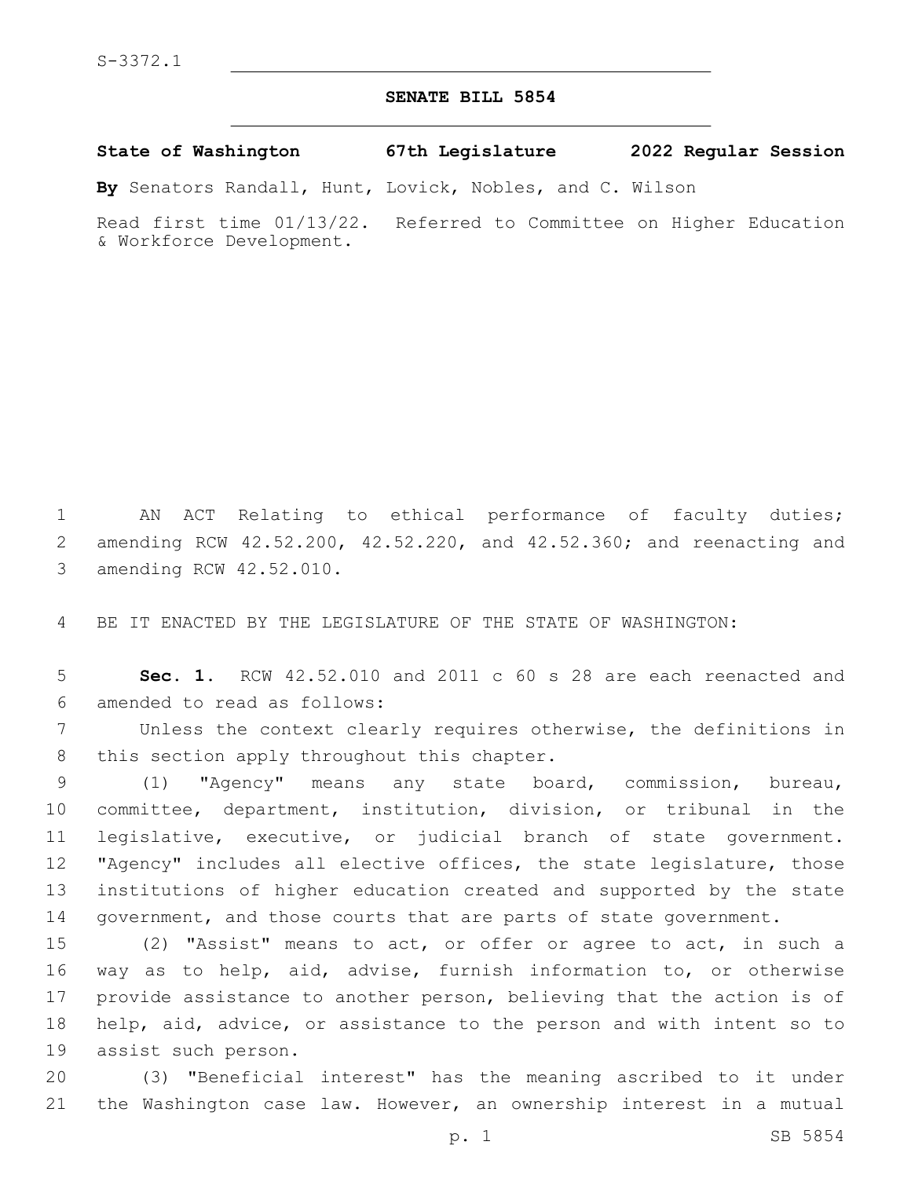S-3372.1

# SENATE BILL 5854

**State of Washington 67th Legislature 2022 Regular Session**

**By** Senators Randall, Hunt, Lovick, Nobles, and C. Wilson

Read first time 01/13/22. Referred to Committee on Higher Education & Workforce Development.

AN ACT Relating to ethical performance of faculty duties; amending RCW 42.52.200, 42.52.220, and 42.52.360; and reenacting and amending RCW 42.52.010.

BE IT ENACTED BY THE LEGISLATURE OF THE STATE OF WASHINGTON:

**Sec. 1.** RCW 42.52.010 and 2011 c 60 s 28 are each reenacted and amended to read as follows:

Unless the context clearly requires otherwise, the definitions in this section apply throughout this chapter.

(1) "Agency" means any state board, commission, bureau, committee, department, institution, division, or tribunal in the legislative, executive, or judicial branch of state government. "Agency" includes all elective offices, the state legislature, those institutions of higher education created and supported by the state government, and those courts that are parts of state government.

(2) "Assist" means to act, or offer or agree to act, in such a way as to help, aid, advise, furnish information to, or otherwise provide assistance to another person, believing that the action is of help, aid, advice, or assistance to the person and with intent so to assist such person.

(3) "Beneficial interest" has the meaning ascribed to it under the Washington case law. However, an ownership interest in a mutual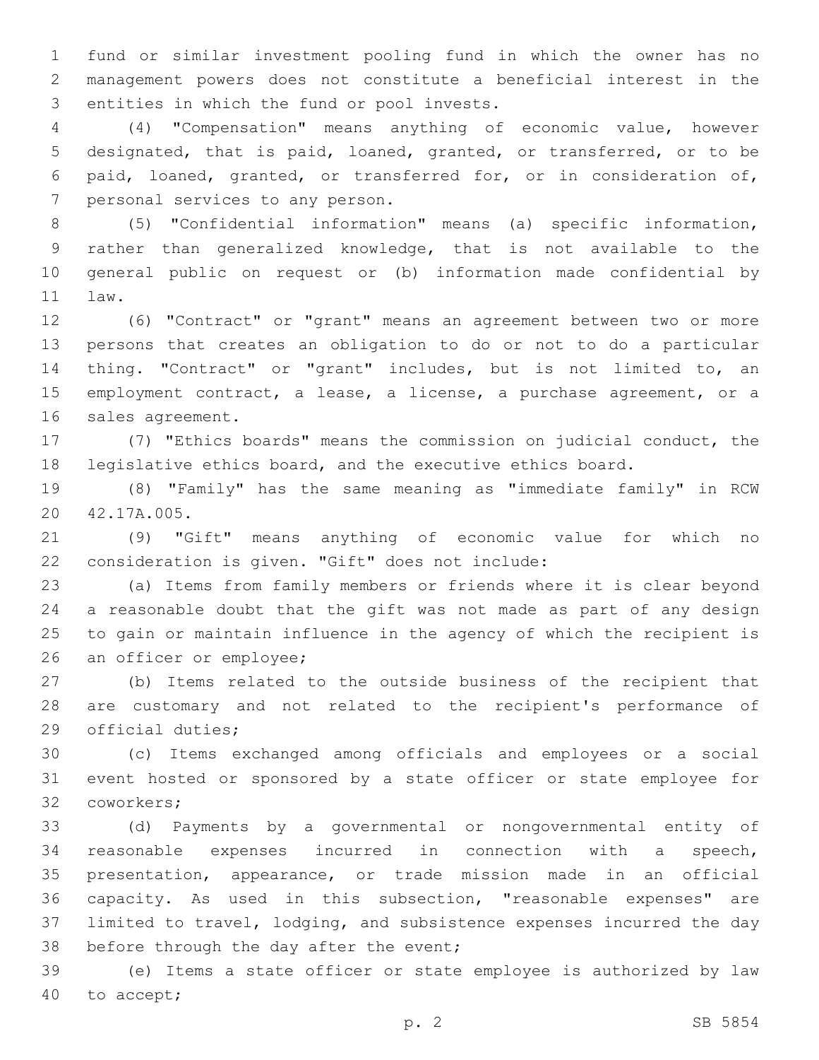fund or similar investment pooling fund in which the owner has no management powers does not constitute a beneficial interest in the entities in which the fund or pool invests.

(4) "Compensation" means anything of economic value, however designated, that is paid, loaned, granted, or transferred, or to be paid, loaned, granted, or transferred for, or in consideration of, personal services to any person.

(5) "Confidential information" means (a) specific information, rather than generalized knowledge, that is not available to the general public on request or (b) information made confidential by law.

(6) "Contract" or "grant" means an agreement between two or more persons that creates an obligation to do or not to do a particular thing. "Contract" or "grant" includes, but is not limited to, an employment contract, a lease, a license, a purchase agreement, or a sales agreement.

(7) "Ethics boards" means the commission on judicial conduct, the legislative ethics board, and the executive ethics board.

(8) "Family" has the same meaning as "immediate family" in RCW 42.17A.005.

(9) "Gift" means anything of economic value for which no consideration is given. "Gift" does not include:

(a) Items from family members or friends where it is clear beyond a reasonable doubt that the gift was not made as part of any design to gain or maintain influence in the agency of which the recipient is an officer or employee;

(b) Items related to the outside business of the recipient that are customary and not related to the recipient's performance of official duties;

(c) Items exchanged among officials and employees or a social event hosted or sponsored by a state officer or state employee for coworkers;

(d) Payments by a governmental or nongovernmental entity of reasonable expenses incurred in connection with a speech, presentation, appearance, or trade mission made in an official capacity. As used in this subsection, "reasonable expenses" are limited to travel, lodging, and subsistence expenses incurred the day before through the day after the event;

(e) Items a state officer or state employee is authorized by law to accept;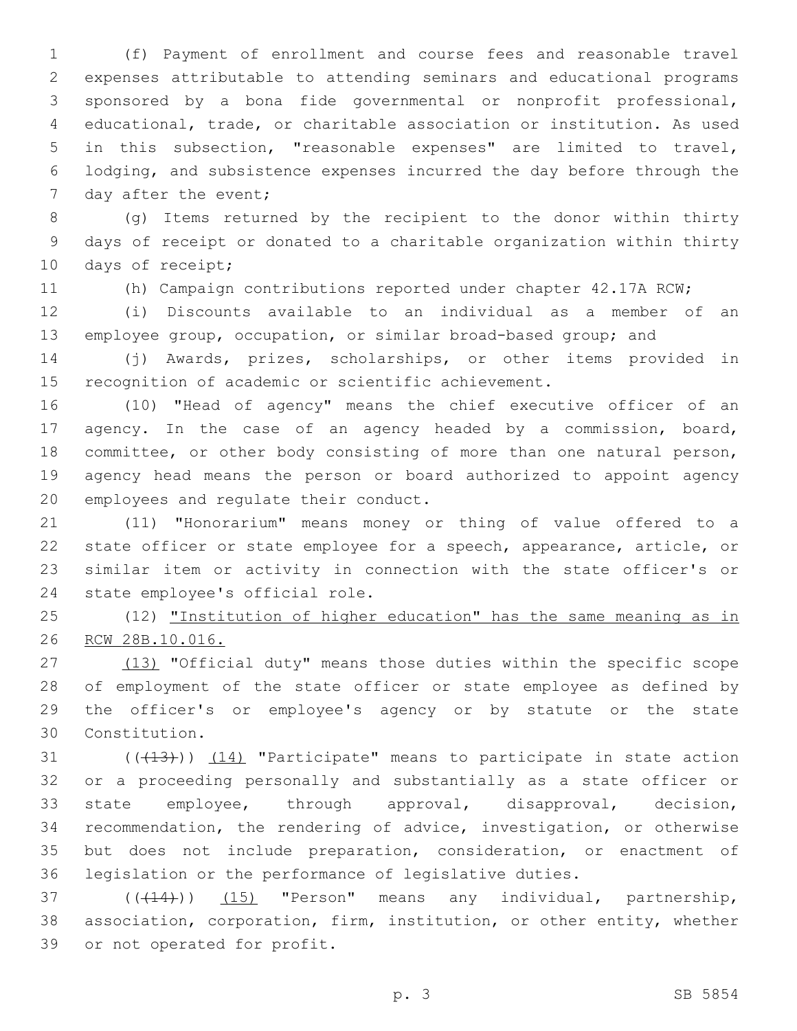(f) Payment of enrollment and course fees and reasonable travel expenses attributable to attending seminars and educational programs sponsored by a bona fide governmental or nonprofit professional, educational, trade, or charitable association or institution. As used in this subsection, "reasonable expenses" are limited to travel, lodging, and subsistence expenses incurred the day before through the day after the event;

(g) Items returned by the recipient to the donor within thirty days of receipt or donated to a charitable organization within thirty days of receipt;

(h) Campaign contributions reported under chapter 42.17A RCW;

(i) Discounts available to an individual as a member of an employee group, occupation, or similar broad-based group; and

(j) Awards, prizes, scholarships, or other items provided in recognition of academic or scientific achievement.

(10) "Head of agency" means the chief executive officer of an agency. In the case of an agency headed by a commission, board, committee, or other body consisting of more than one natural person, agency head means the person or board authorized to appoint agency employees and regulate their conduct.

(11) "Honorarium" means money or thing of value offered to a state officer or state employee for a speech, appearance, article, or similar item or activity in connection with the state officer's or state employee's official role.

(12) <u>"Institution of higher education" has the same meaning as in RCW 28B.10.016.</u>

<u>(13)</u> "Official duty" means those duties within the specific scope of employment of the state officer or state employee as defined by the officer's or employee's agency or by statute or the state Constitution.

~~((13))~~ <u>(14)</u> "Participate" means to participate in state action or a proceeding personally and substantially as a state officer or state employee, through approval, disapproval, decision, recommendation, the rendering of advice, investigation, or otherwise but does not include preparation, consideration, or enactment of legislation or the performance of legislative duties.

~~((14))~~ <u>(15)</u> "Person" means any individual, partnership, association, corporation, firm, institution, or other entity, whether or not operated for profit.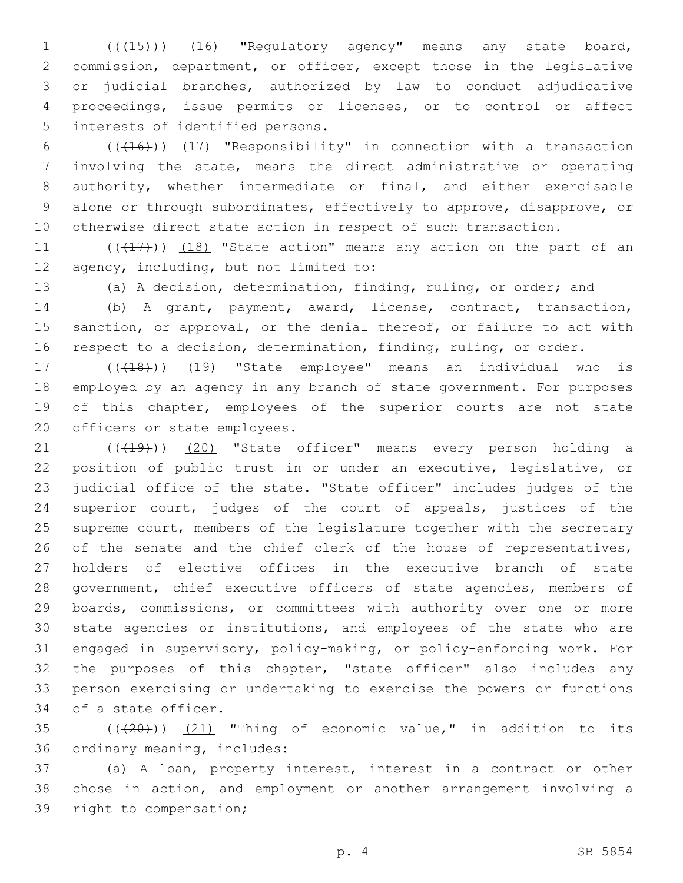(((15))) (16) "Regulatory agency" means any state board, commission, department, or officer, except those in the legislative or judicial branches, authorized by law to conduct adjudicative proceedings, issue permits or licenses, or to control or affect interests of identified persons.

(((16))) (17) "Responsibility" in connection with a transaction involving the state, means the direct administrative or operating authority, whether intermediate or final, and either exercisable alone or through subordinates, effectively to approve, disapprove, or otherwise direct state action in respect of such transaction.

(((17))) (18) "State action" means any action on the part of an agency, including, but not limited to:

(a) A decision, determination, finding, ruling, or order; and

(b) A grant, payment, award, license, contract, transaction, sanction, or approval, or the denial thereof, or failure to act with respect to a decision, determination, finding, ruling, or order.

(((18))) (19) "State employee" means an individual who is employed by an agency in any branch of state government. For purposes of this chapter, employees of the superior courts are not state officers or state employees.

(((19))) (20) "State officer" means every person holding a position of public trust in or under an executive, legislative, or judicial office of the state. "State officer" includes judges of the superior court, judges of the court of appeals, justices of the supreme court, members of the legislature together with the secretary of the senate and the chief clerk of the house of representatives, holders of elective offices in the executive branch of state government, chief executive officers of state agencies, members of boards, commissions, or committees with authority over one or more state agencies or institutions, and employees of the state who are engaged in supervisory, policy-making, or policy-enforcing work. For the purposes of this chapter, "state officer" also includes any person exercising or undertaking to exercise the powers or functions of a state officer.

(((20))) (21) "Thing of economic value," in addition to its ordinary meaning, includes:

(a) A loan, property interest, interest in a contract or other chose in action, and employment or another arrangement involving a right to compensation;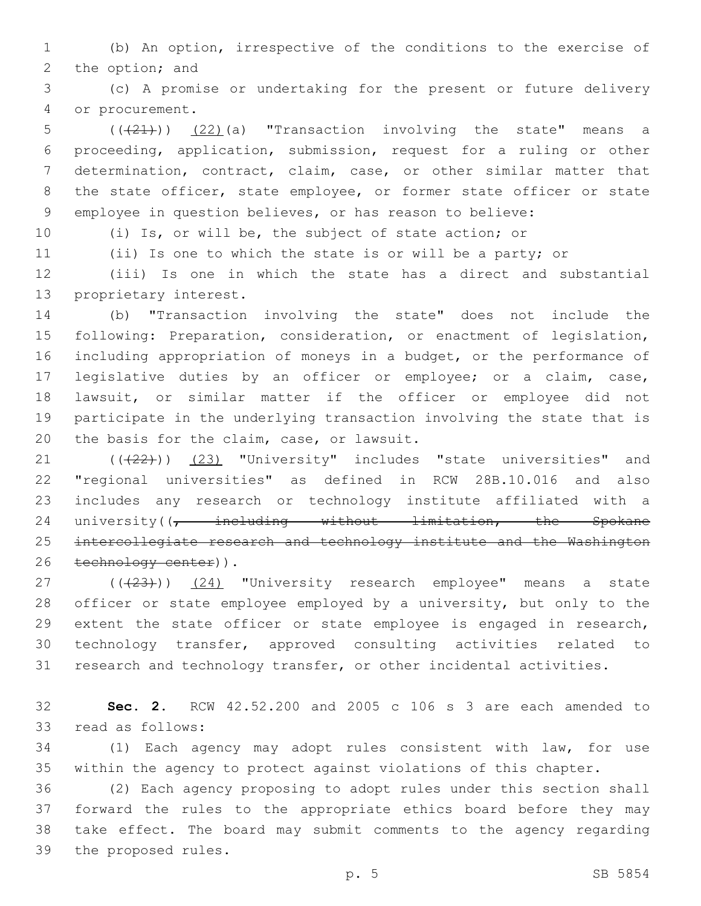(b) An option, irrespective of the conditions to the exercise of the option; and

(c) A promise or undertaking for the present or future delivery or procurement.

(((21))) (22)(a) "Transaction involving the state" means a proceeding, application, submission, request for a ruling or other determination, contract, claim, case, or other similar matter that the state officer, state employee, or former state officer or state employee in question believes, or has reason to believe:

(i) Is, or will be, the subject of state action; or

(ii) Is one to which the state is or will be a party; or

(iii) Is one in which the state has a direct and substantial proprietary interest.

(b) "Transaction involving the state" does not include the following: Preparation, consideration, or enactment of legislation, including appropriation of moneys in a budget, or the performance of legislative duties by an officer or employee; or a claim, case, lawsuit, or similar matter if the officer or employee did not participate in the underlying transaction involving the state that is the basis for the claim, case, or lawsuit.

(((22))) (23) "University" includes "state universities" and "regional universities" as defined in RCW 28B.10.016 and also includes any research or technology institute affiliated with a university((~~, including without limitation, the Spokane intercollegiate research and technology institute and the Washington technology center~~)).

(((23))) (24) "University research employee" means a state officer or state employee employed by a university, but only to the extent the state officer or state employee is engaged in research, technology transfer, approved consulting activities related to research and technology transfer, or other incidental activities.

**Sec. 2.** RCW 42.52.200 and 2005 c 106 s 3 are each amended to read as follows:

(1) Each agency may adopt rules consistent with law, for use within the agency to protect against violations of this chapter.

(2) Each agency proposing to adopt rules under this section shall forward the rules to the appropriate ethics board before they may take effect. The board may submit comments to the agency regarding the proposed rules.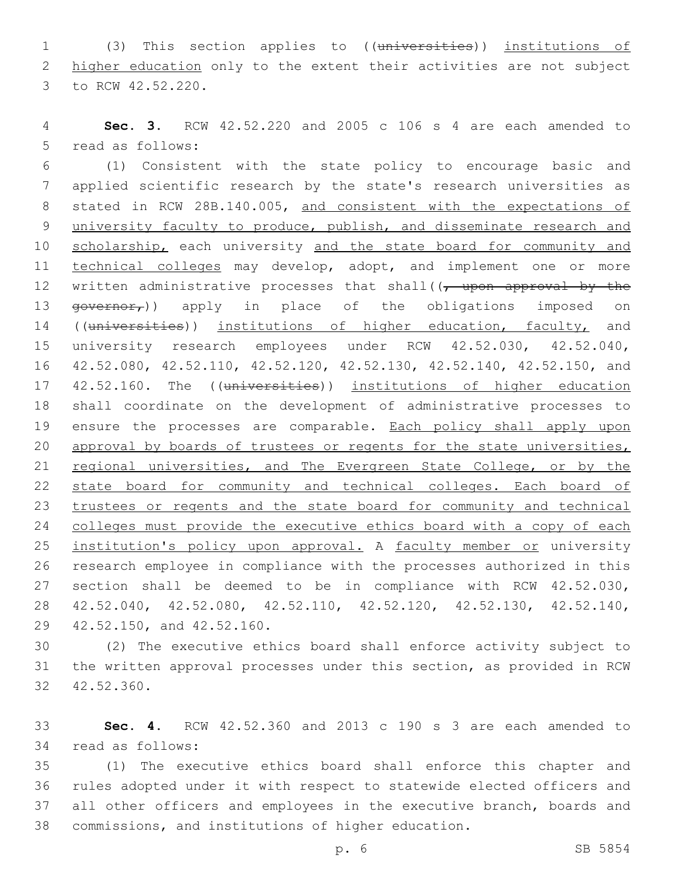(3) This section applies to ((~~universities~~)) <u>institutions of higher education</u> only to the extent their activities are not subject to RCW 42.52.220.

**Sec. 3.** RCW 42.52.220 and 2005 c 106 s 4 are each amended to read as follows:

(1) Consistent with the state policy to encourage basic and applied scientific research by the state's research universities as stated in RCW 28B.140.005, <u>and consistent with the expectations of university faculty to produce, publish, and disseminate research and scholarship,</u> each university <u>and the state board for community and technical colleges</u> may develop, adopt, and implement one or more written administrative processes that shall((~~, upon approval by the governor,~~)) apply in place of the obligations imposed on ((~~universities~~)) <u>institutions of higher education, faculty,</u> and university research employees under RCW 42.52.030, 42.52.040, 42.52.080, 42.52.110, 42.52.120, 42.52.130, 42.52.140, 42.52.150, and 42.52.160. The ((~~universities~~)) <u>institutions of higher education</u> shall coordinate on the development of administrative processes to ensure the processes are comparable. <u>Each policy shall apply upon approval by boards of trustees or regents for the state universities, regional universities, and The Evergreen State College, or by the state board for community and technical colleges. Each board of trustees or regents and the state board for community and technical colleges must provide the executive ethics board with a copy of each institution's policy upon approval.</u> A <u>faculty member or</u> university research employee in compliance with the processes authorized in this section shall be deemed to be in compliance with RCW 42.52.030, 42.52.040, 42.52.080, 42.52.110, 42.52.120, 42.52.130, 42.52.140, 42.52.150, and 42.52.160.

(2) The executive ethics board shall enforce activity subject to the written approval processes under this section, as provided in RCW 42.52.360.

**Sec. 4.** RCW 42.52.360 and 2013 c 190 s 3 are each amended to read as follows:

(1) The executive ethics board shall enforce this chapter and rules adopted under it with respect to statewide elected officers and all other officers and employees in the executive branch, boards and commissions, and institutions of higher education.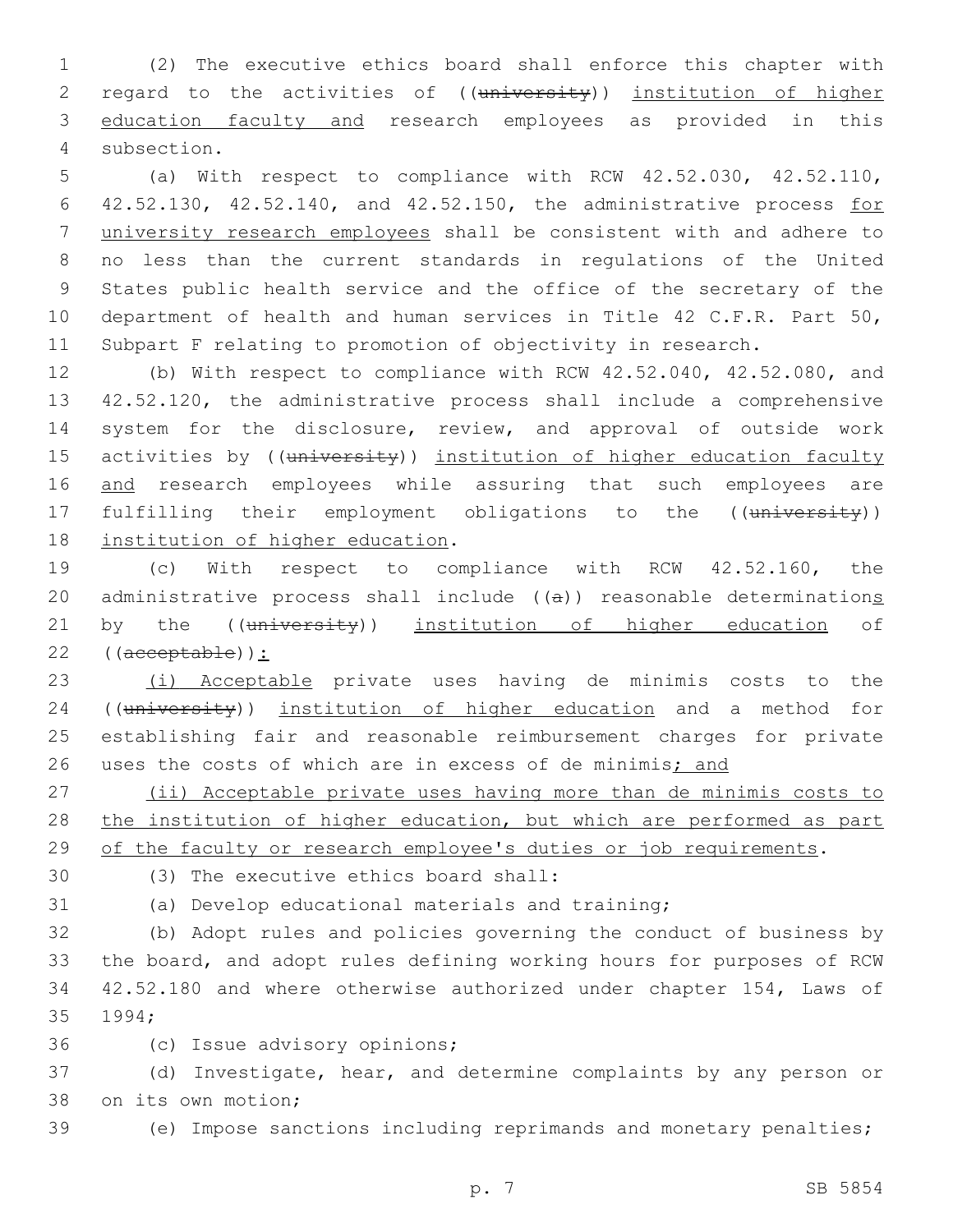(2) The executive ethics board shall enforce this chapter with regard to the activities of ((~~university~~)) <u>institution of higher education faculty and</u> research employees as provided in this subsection.

(a) With respect to compliance with RCW 42.52.030, 42.52.110, 42.52.130, 42.52.140, and 42.52.150, the administrative process <u>for university research employees</u> shall be consistent with and adhere to no less than the current standards in regulations of the United States public health service and the office of the secretary of the department of health and human services in Title 42 C.F.R. Part 50, Subpart F relating to promotion of objectivity in research.

(b) With respect to compliance with RCW 42.52.040, 42.52.080, and 42.52.120, the administrative process shall include a comprehensive system for the disclosure, review, and approval of outside work activities by ((~~university~~)) <u>institution of higher education faculty and</u> research employees while assuring that such employees are fulfilling their employment obligations to the ((~~university~~)) <u>institution of higher education</u>.

(c) With respect to compliance with RCW 42.52.160, the administrative process shall include ((~~a~~)) reasonable determination<u>s</u> by the ((~~university~~)) <u>institution of higher education</u> of ((~~acceptable~~))<u>:</u>

<u>(i) Acceptable</u> private uses having de minimis costs to the ((~~university~~)) <u>institution of higher education</u> and a method for establishing fair and reasonable reimbursement charges for private uses the costs of which are in excess of de minimis<u>; and</u>

<u>(ii) Acceptable private uses having more than de minimis costs to the institution of higher education, but which are performed as part of the faculty or research employee's duties or job requirements</u>.

(3) The executive ethics board shall:

(a) Develop educational materials and training;

(b) Adopt rules and policies governing the conduct of business by the board, and adopt rules defining working hours for purposes of RCW 42.52.180 and where otherwise authorized under chapter 154, Laws of 1994;

(c) Issue advisory opinions;

(d) Investigate, hear, and determine complaints by any person or on its own motion;

(e) Impose sanctions including reprimands and monetary penalties;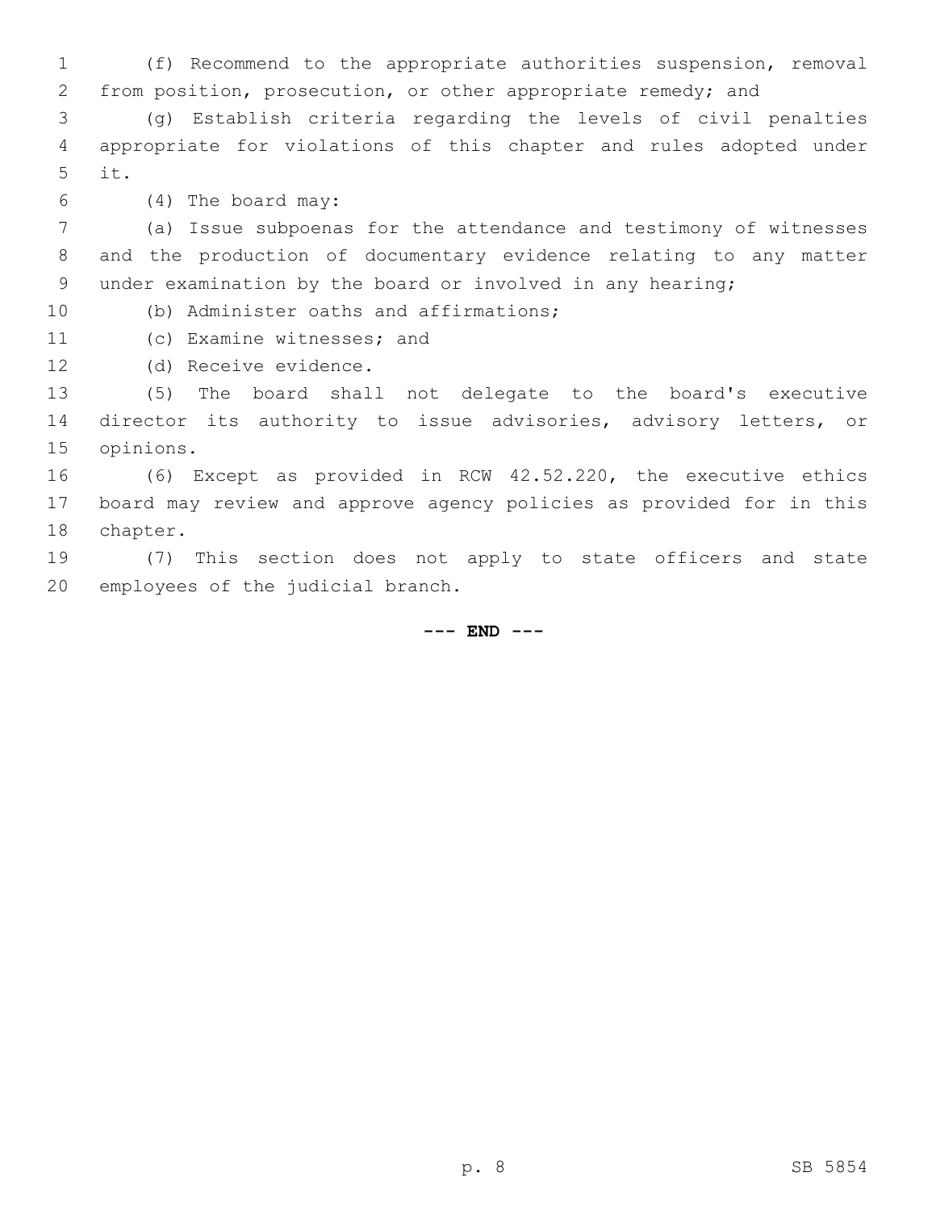(f) Recommend to the appropriate authorities suspension, removal from position, prosecution, or other appropriate remedy; and

(g) Establish criteria regarding the levels of civil penalties appropriate for violations of this chapter and rules adopted under it.

(4) The board may:

(a) Issue subpoenas for the attendance and testimony of witnesses and the production of documentary evidence relating to any matter under examination by the board or involved in any hearing;

(b) Administer oaths and affirmations;

(c) Examine witnesses; and

(d) Receive evidence.

(5) The board shall not delegate to the board's executive director its authority to issue advisories, advisory letters, or opinions.

(6) Except as provided in RCW 42.52.220, the executive ethics board may review and approve agency policies as provided for in this chapter.

(7) This section does not apply to state officers and state employees of the judicial branch.

**--- END ---**